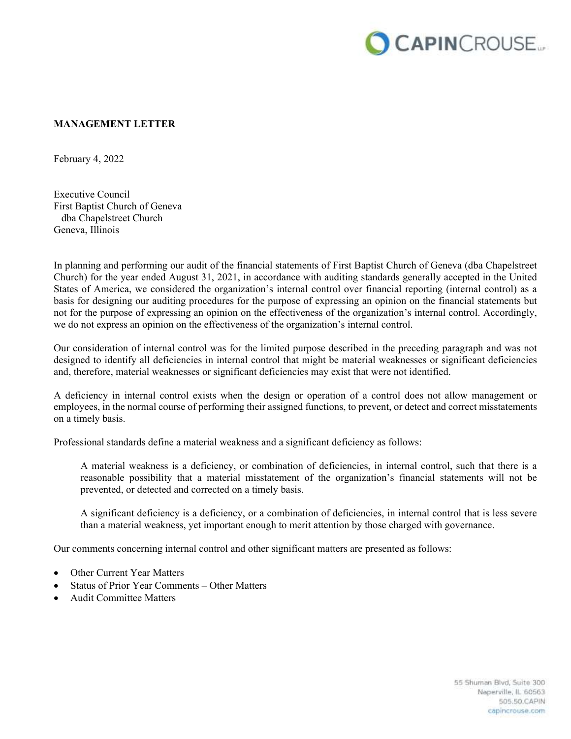**MANAGEMENT LETTER**

February 4, 2022

Executive Council
First Baptist Church of Geneva
dba Chapelstreet Church
Geneva, Illinois

In planning and performing our audit of the financial statements of First Baptist Church of Geneva (dba Chapelstreet Church) for the year ended August 31, 2021, in accordance with auditing standards generally accepted in the United States of America, we considered the organization's internal control over financial reporting (internal control) as a basis for designing our auditing procedures for the purpose of expressing an opinion on the financial statements but not for the purpose of expressing an opinion on the effectiveness of the organization's internal control. Accordingly, we do not express an opinion on the effectiveness of the organization's internal control.

Our consideration of internal control was for the limited purpose described in the preceding paragraph and was not designed to identify all deficiencies in internal control that might be material weaknesses or significant deficiencies and, therefore, material weaknesses or significant deficiencies may exist that were not identified.

A deficiency in internal control exists when the design or operation of a control does not allow management or employees, in the normal course of performing their assigned functions, to prevent, or detect and correct misstatements on a timely basis.

Professional standards define a material weakness and a significant deficiency as follows:

> A material weakness is a deficiency, or combination of deficiencies, in internal control, such that there is a reasonable possibility that a material misstatement of the organization's financial statements will not be prevented, or detected and corrected on a timely basis.
>
> A significant deficiency is a deficiency, or a combination of deficiencies, in internal control that is less severe than a material weakness, yet important enough to merit attention by those charged with governance.

Our comments concerning internal control and other significant matters are presented as follows:

- Other Current Year Matters
- Status of Prior Year Comments – Other Matters
- Audit Committee Matters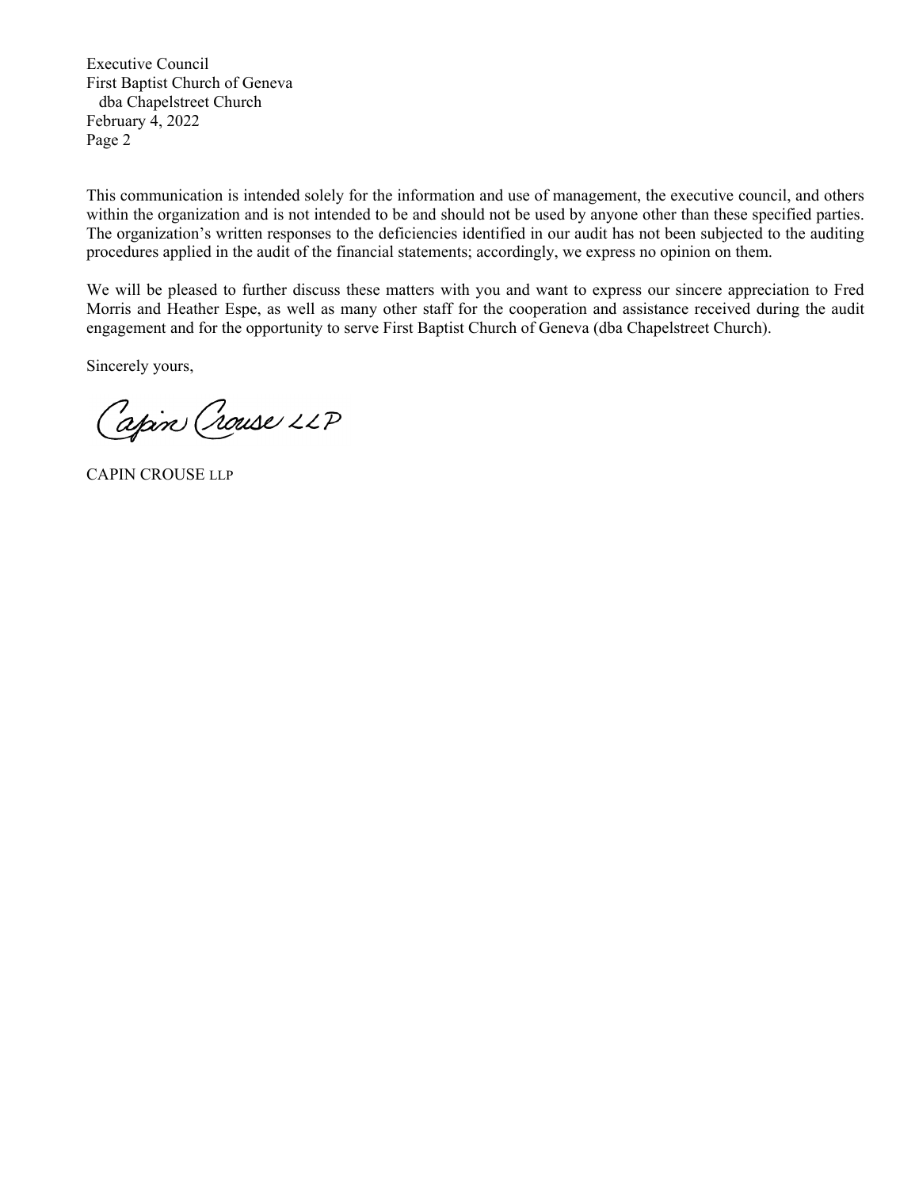Executive Council
First Baptist Church of Geneva
dba Chapelstreet Church
February 4, 2022
Page 2

This communication is intended solely for the information and use of management, the executive council, and others within the organization and is not intended to be and should not be used by anyone other than these specified parties. The organization's written responses to the deficiencies identified in our audit has not been subjected to the auditing procedures applied in the audit of the financial statements; accordingly, we express no opinion on them.

We will be pleased to further discuss these matters with you and want to express our sincere appreciation to Fred Morris and Heather Espe, as well as many other staff for the cooperation and assistance received during the audit engagement and for the opportunity to serve First Baptist Church of Geneva (dba Chapelstreet Church).

Sincerely yours,

Capin Crouse LLP

CAPIN CROUSE LLP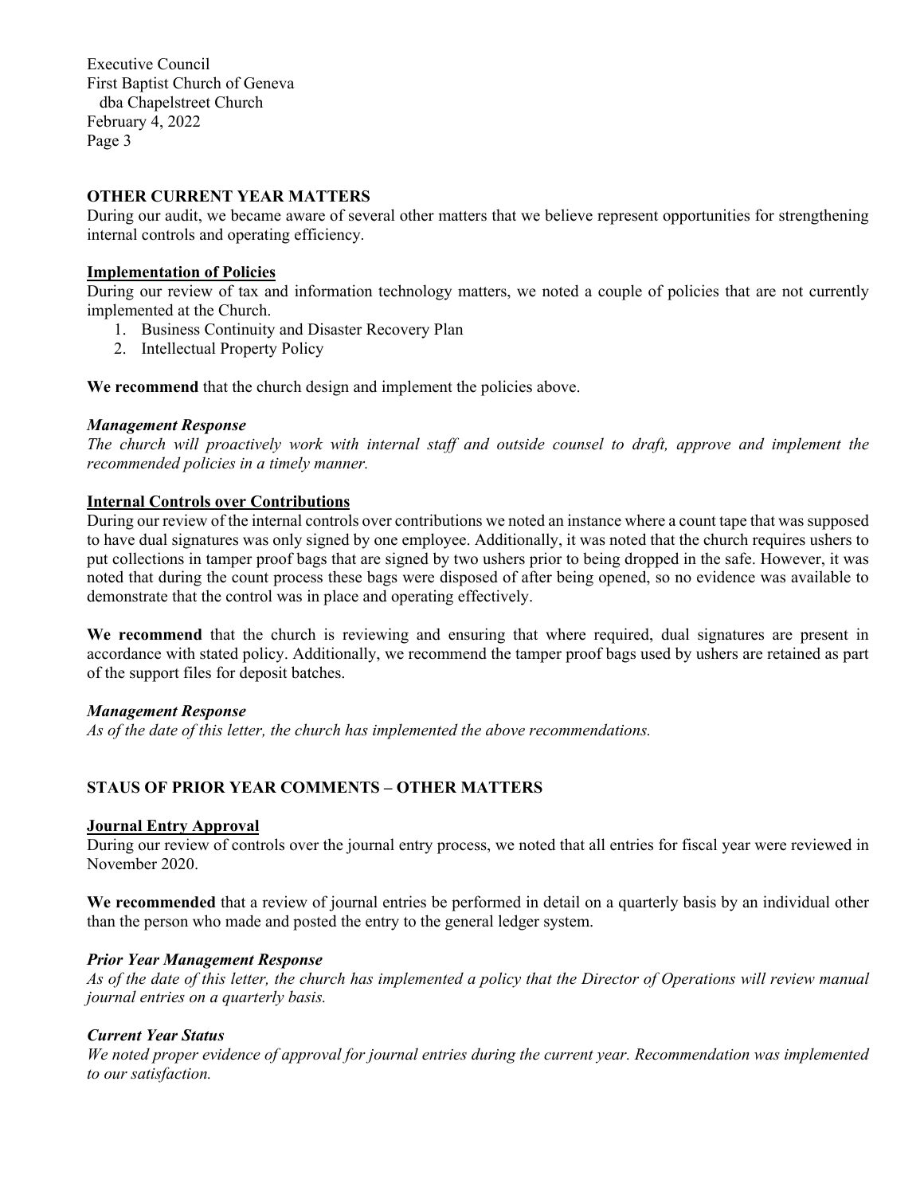## OTHER CURRENT YEAR MATTERS

During our audit, we became aware of several other matters that we believe represent opportunities for strengthening internal controls and operating efficiency.

### Implementation of Policies

During our review of tax and information technology matters, we noted a couple of policies that are not currently implemented at the Church.

1. Business Continuity and Disaster Recovery Plan
2. Intellectual Property Policy

**We recommend** that the church design and implement the policies above.

***Management Response***

*The church will proactively work with internal staff and outside counsel to draft, approve and implement the recommended policies in a timely manner.*

### Internal Controls over Contributions

During our review of the internal controls over contributions we noted an instance where a count tape that was supposed to have dual signatures was only signed by one employee. Additionally, it was noted that the church requires ushers to put collections in tamper proof bags that are signed by two ushers prior to being dropped in the safe. However, it was noted that during the count process these bags were disposed of after being opened, so no evidence was available to demonstrate that the control was in place and operating effectively.

**We recommend** that the church is reviewing and ensuring that where required, dual signatures are present in accordance with stated policy. Additionally, we recommend the tamper proof bags used by ushers are retained as part of the support files for deposit batches.

***Management Response***

*As of the date of this letter, the church has implemented the above recommendations.*

## STAUS OF PRIOR YEAR COMMENTS – OTHER MATTERS

### Journal Entry Approval

During our review of controls over the journal entry process, we noted that all entries for fiscal year were reviewed in November 2020.

**We recommended** that a review of journal entries be performed in detail on a quarterly basis by an individual other than the person who made and posted the entry to the general ledger system.

***Prior Year Management Response***

*As of the date of this letter, the church has implemented a policy that the Director of Operations will review manual journal entries on a quarterly basis.*

***Current Year Status***

*We noted proper evidence of approval for journal entries during the current year. Recommendation was implemented to our satisfaction.*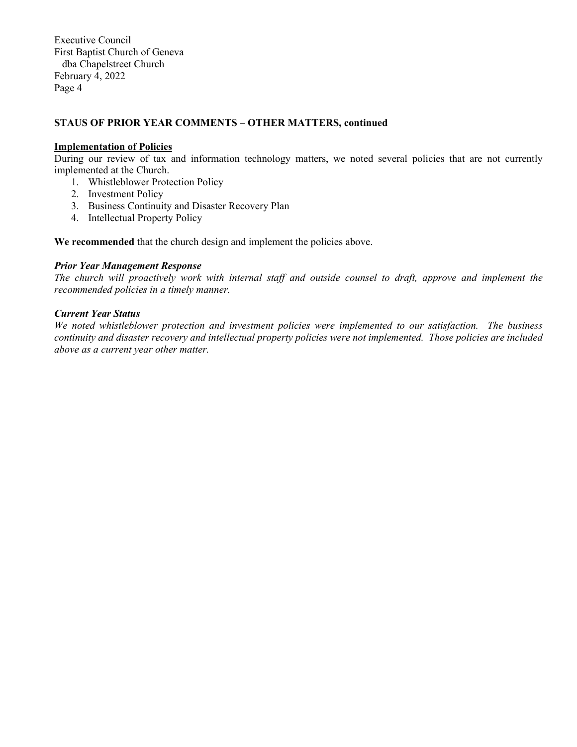Executive Council
First Baptist Church of Geneva
dba Chapelstreet Church
February 4, 2022

## STAUS OF PRIOR YEAR COMMENTS – OTHER MATTERS, continued

### Implementation of Policies

During our review of tax and information technology matters, we noted several policies that are not currently implemented at the Church.

1. Whistleblower Protection Policy
2. Investment Policy
3. Business Continuity and Disaster Recovery Plan
4. Intellectual Property Policy

**We recommended** that the church design and implement the policies above.

***Prior Year Management Response***

*The church will proactively work with internal staff and outside counsel to draft, approve and implement the recommended policies in a timely manner.*

***Current Year Status***

*We noted whistleblower protection and investment policies were implemented to our satisfaction. The business continuity and disaster recovery and intellectual property policies were not implemented. Those policies are included above as a current year other matter.*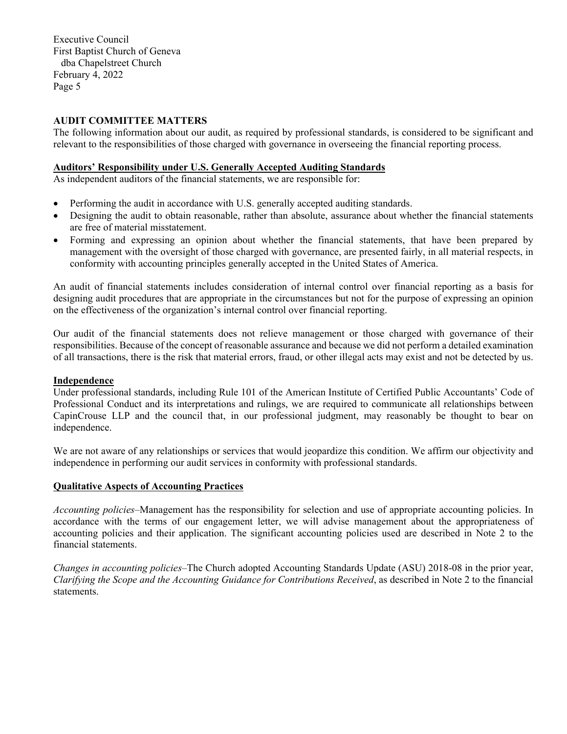## AUDIT COMMITTEE MATTERS

The following information about our audit, as required by professional standards, is considered to be significant and relevant to the responsibilities of those charged with governance in overseeing the financial reporting process.

### Auditors' Responsibility under U.S. Generally Accepted Auditing Standards

As independent auditors of the financial statements, we are responsible for:

- Performing the audit in accordance with U.S. generally accepted auditing standards.
- Designing the audit to obtain reasonable, rather than absolute, assurance about whether the financial statements are free of material misstatement.
- Forming and expressing an opinion about whether the financial statements, that have been prepared by management with the oversight of those charged with governance, are presented fairly, in all material respects, in conformity with accounting principles generally accepted in the United States of America.

An audit of financial statements includes consideration of internal control over financial reporting as a basis for designing audit procedures that are appropriate in the circumstances but not for the purpose of expressing an opinion on the effectiveness of the organization's internal control over financial reporting.

Our audit of the financial statements does not relieve management or those charged with governance of their responsibilities. Because of the concept of reasonable assurance and because we did not perform a detailed examination of all transactions, there is the risk that material errors, fraud, or other illegal acts may exist and not be detected by us.

### Independence

Under professional standards, including Rule 101 of the American Institute of Certified Public Accountants' Code of Professional Conduct and its interpretations and rulings, we are required to communicate all relationships between CapinCrouse LLP and the council that, in our professional judgment, may reasonably be thought to bear on independence.

We are not aware of any relationships or services that would jeopardize this condition. We affirm our objectivity and independence in performing our audit services in conformity with professional standards.

### Qualitative Aspects of Accounting Practices

*Accounting policies*–Management has the responsibility for selection and use of appropriate accounting policies. In accordance with the terms of our engagement letter, we will advise management about the appropriateness of accounting policies and their application. The significant accounting policies used are described in Note 2 to the financial statements.

*Changes in accounting policies*–The Church adopted Accounting Standards Update (ASU) 2018-08 in the prior year, *Clarifying the Scope and the Accounting Guidance for Contributions Received*, as described in Note 2 to the financial statements.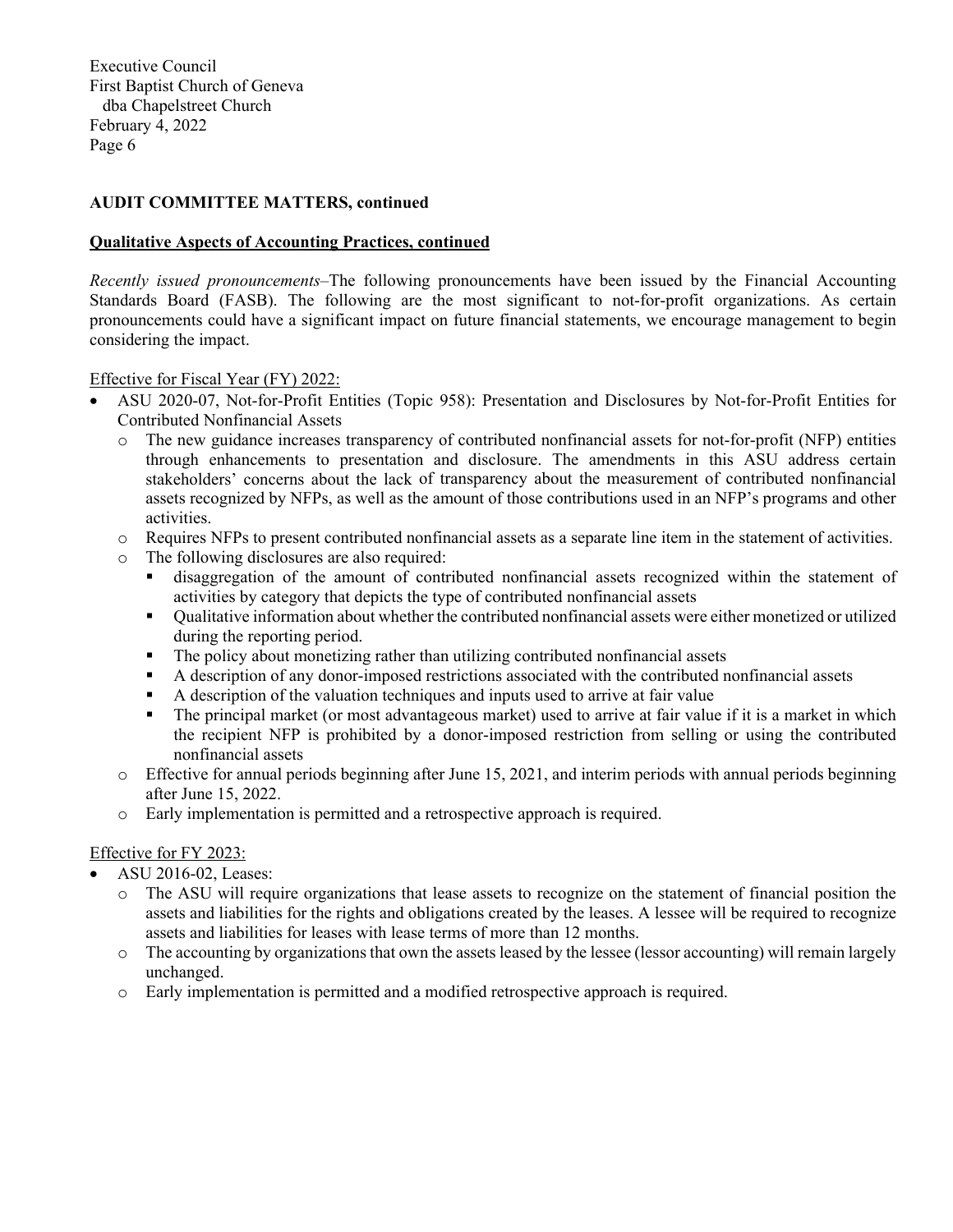**AUDIT COMMITTEE MATTERS, continued**

**Qualitative Aspects of Accounting Practices, continued**

*Recently issued pronouncements*–The following pronouncements have been issued by the Financial Accounting Standards Board (FASB). The following are the most significant to not-for-profit organizations. As certain pronouncements could have a significant impact on future financial statements, we encourage management to begin considering the impact.

Effective for Fiscal Year (FY) 2022:

- ASU 2020-07, Not-for-Profit Entities (Topic 958): Presentation and Disclosures by Not-for-Profit Entities for Contributed Nonfinancial Assets
  - The new guidance increases transparency of contributed nonfinancial assets for not-for-profit (NFP) entities through enhancements to presentation and disclosure. The amendments in this ASU address certain stakeholders' concerns about the lack of transparency about the measurement of contributed nonfinancial assets recognized by NFPs, as well as the amount of those contributions used in an NFP's programs and other activities.
  - Requires NFPs to present contributed nonfinancial assets as a separate line item in the statement of activities.
  - The following disclosures are also required:
    - disaggregation of the amount of contributed nonfinancial assets recognized within the statement of activities by category that depicts the type of contributed nonfinancial assets
    - Qualitative information about whether the contributed nonfinancial assets were either monetized or utilized during the reporting period.
    - The policy about monetizing rather than utilizing contributed nonfinancial assets
    - A description of any donor-imposed restrictions associated with the contributed nonfinancial assets
    - A description of the valuation techniques and inputs used to arrive at fair value
    - The principal market (or most advantageous market) used to arrive at fair value if it is a market in which the recipient NFP is prohibited by a donor-imposed restriction from selling or using the contributed nonfinancial assets
  - Effective for annual periods beginning after June 15, 2021, and interim periods with annual periods beginning after June 15, 2022.
  - Early implementation is permitted and a retrospective approach is required.

Effective for FY 2023:

- ASU 2016-02, Leases:
  - The ASU will require organizations that lease assets to recognize on the statement of financial position the assets and liabilities for the rights and obligations created by the leases. A lessee will be required to recognize assets and liabilities for leases with lease terms of more than 12 months.
  - The accounting by organizations that own the assets leased by the lessee (lessor accounting) will remain largely unchanged.
  - Early implementation is permitted and a modified retrospective approach is required.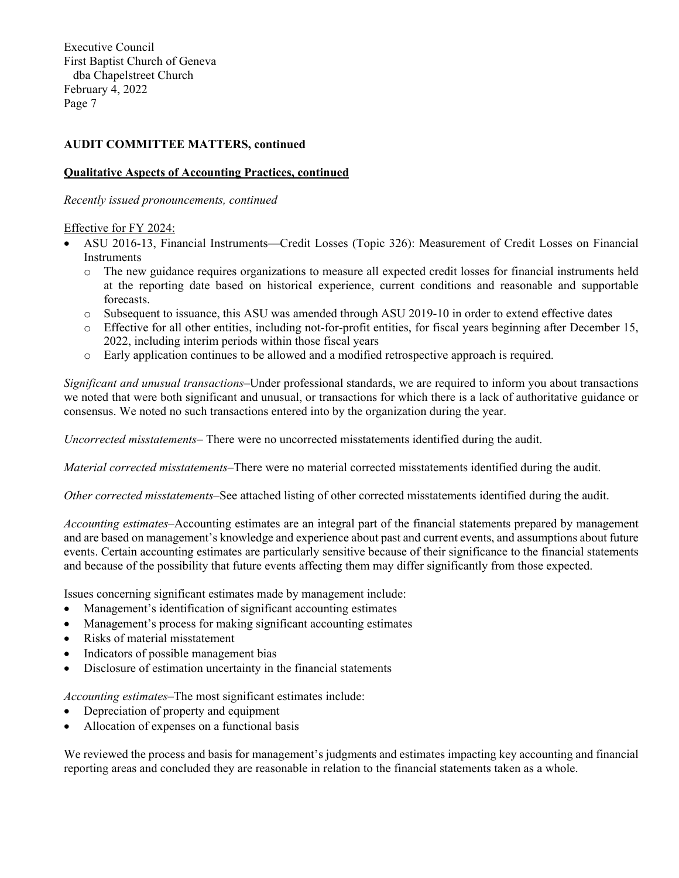Executive Council
First Baptist Church of Geneva
dba Chapelstreet Church
February 4, 2022

**AUDIT COMMITTEE MATTERS, continued**

**Qualitative Aspects of Accounting Practices, continued**

*Recently issued pronouncements, continued*

Effective for FY 2024:

- ASU 2016-13, Financial Instruments—Credit Losses (Topic 326): Measurement of Credit Losses on Financial Instruments
  - The new guidance requires organizations to measure all expected credit losses for financial instruments held at the reporting date based on historical experience, current conditions and reasonable and supportable forecasts.
  - Subsequent to issuance, this ASU was amended through ASU 2019-10 in order to extend effective dates
  - Effective for all other entities, including not-for-profit entities, for fiscal years beginning after December 15, 2022, including interim periods within those fiscal years
  - Early application continues to be allowed and a modified retrospective approach is required.

*Significant and unusual transactions*–Under professional standards, we are required to inform you about transactions we noted that were both significant and unusual, or transactions for which there is a lack of authoritative guidance or consensus. We noted no such transactions entered into by the organization during the year.

*Uncorrected misstatements*– There were no uncorrected misstatements identified during the audit.

*Material corrected misstatements*–There were no material corrected misstatements identified during the audit.

*Other corrected misstatements*–See attached listing of other corrected misstatements identified during the audit.

*Accounting estimates*–Accounting estimates are an integral part of the financial statements prepared by management and are based on management's knowledge and experience about past and current events, and assumptions about future events. Certain accounting estimates are particularly sensitive because of their significance to the financial statements and because of the possibility that future events affecting them may differ significantly from those expected.

Issues concerning significant estimates made by management include:

- Management's identification of significant accounting estimates
- Management's process for making significant accounting estimates
- Risks of material misstatement
- Indicators of possible management bias
- Disclosure of estimation uncertainty in the financial statements

*Accounting estimates*–The most significant estimates include:

- Depreciation of property and equipment
- Allocation of expenses on a functional basis

We reviewed the process and basis for management's judgments and estimates impacting key accounting and financial reporting areas and concluded they are reasonable in relation to the financial statements taken as a whole.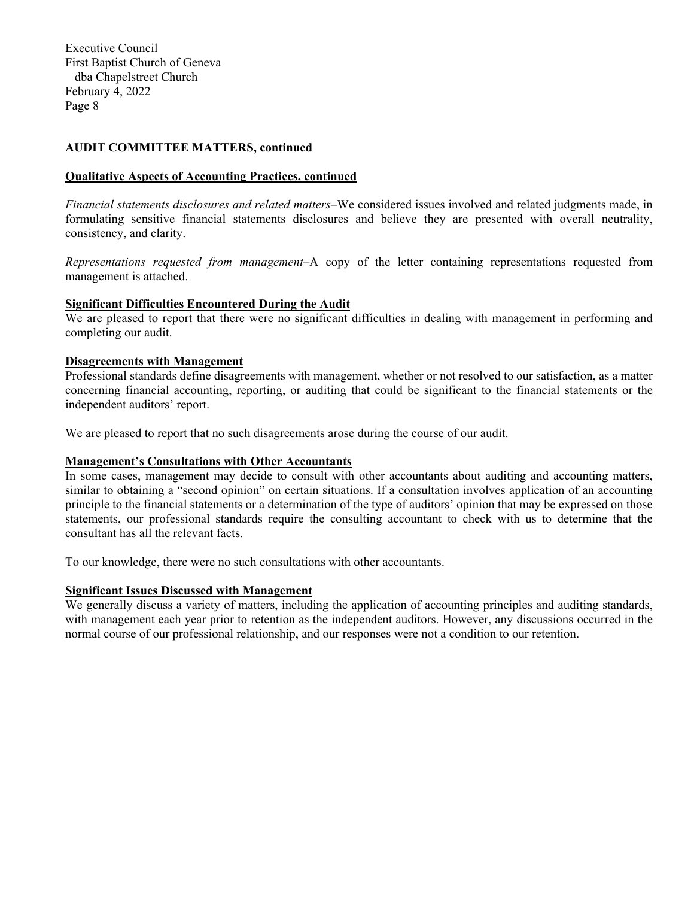**AUDIT COMMITTEE MATTERS, continued**

**Qualitative Aspects of Accounting Practices, continued**

*Financial statements disclosures and related matters*–We considered issues involved and related judgments made, in formulating sensitive financial statements disclosures and believe they are presented with overall neutrality, consistency, and clarity.

*Representations requested from management*–A copy of the letter containing representations requested from management is attached.

**Significant Difficulties Encountered During the Audit**

We are pleased to report that there were no significant difficulties in dealing with management in performing and completing our audit.

**Disagreements with Management**

Professional standards define disagreements with management, whether or not resolved to our satisfaction, as a matter concerning financial accounting, reporting, or auditing that could be significant to the financial statements or the independent auditors' report.

We are pleased to report that no such disagreements arose during the course of our audit.

**Management's Consultations with Other Accountants**

In some cases, management may decide to consult with other accountants about auditing and accounting matters, similar to obtaining a "second opinion" on certain situations. If a consultation involves application of an accounting principle to the financial statements or a determination of the type of auditors' opinion that may be expressed on those statements, our professional standards require the consulting accountant to check with us to determine that the consultant has all the relevant facts.

To our knowledge, there were no such consultations with other accountants.

**Significant Issues Discussed with Management**

We generally discuss a variety of matters, including the application of accounting principles and auditing standards, with management each year prior to retention as the independent auditors. However, any discussions occurred in the normal course of our professional relationship, and our responses were not a condition to our retention.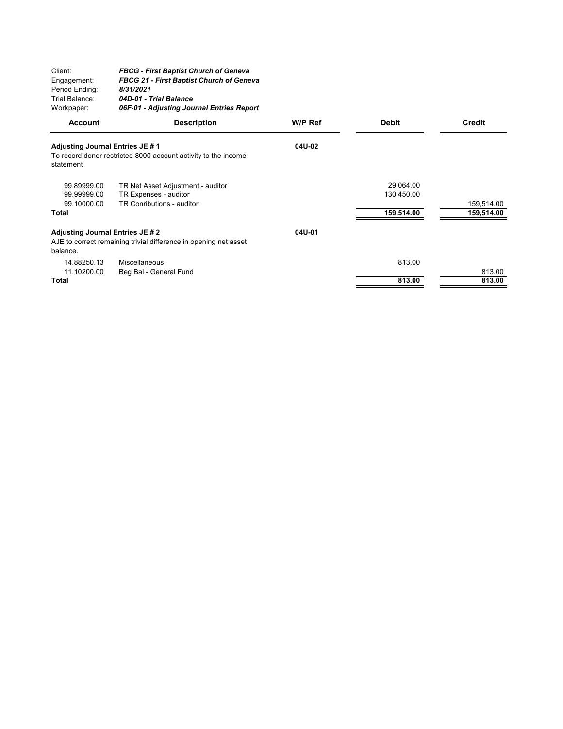Client: ***FBCG - First Baptist Church of Geneva***
Engagement: ***FBCG 21 - First Baptist Church of Geneva***
Period Ending: ***8/31/2021***
Trial Balance: ***04D-01 - Trial Balance***
Workpaper: ***06F-01 - Adjusting Journal Entries Report***

| Account | Description | W/P Ref | Debit | Credit |
|---|---|---|---|---|
| **Adjusting Journal Entries JE # 1** | | **04U-02** | | |
| To record donor restricted 8000 account activity to the income statement | | | | |
| 99.89999.00 | TR Net Asset Adjustment - auditor | | 29,064.00 | |
| 99.99999.00 | TR Expenses - auditor | | 130,450.00 | |
| 99.10000.00 | TR Conributions - auditor | | | 159,514.00 |
| **Total** | | | **159,514.00** | **159,514.00** |
| **Adjusting Journal Entries JE # 2** | | **04U-01** | | |
| AJE to correct remaining trivial difference in opening net asset balance. | | | | |
| 14.88250.13 | Miscellaneous | | 813.00 | |
| 11.10200.00 | Beg Bal - General Fund | | | 813.00 |
| **Total** | | | **813.00** | **813.00** |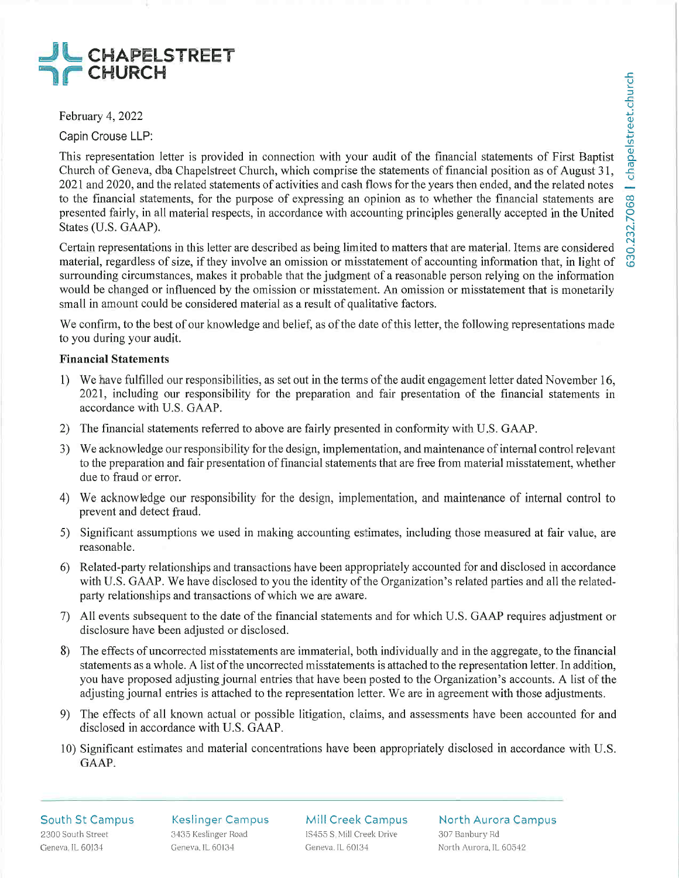**CHAPELSTREET CHURCH**

February 4, 2022

Capin Crouse LLP:

This representation letter is provided in connection with your audit of the financial statements of First Baptist Church of Geneva, dba Chapelstreet Church, which comprise the statements of financial position as of August 31, 2021 and 2020, and the related statements of activities and cash flows for the years then ended, and the related notes to the financial statements, for the purpose of expressing an opinion as to whether the financial statements are presented fairly, in all material respects, in accordance with accounting principles generally accepted in the United States (U.S. GAAP).

Certain representations in this letter are described as being limited to matters that are material. Items are considered material, regardless of size, if they involve an omission or misstatement of accounting information that, in light of surrounding circumstances, makes it probable that the judgment of a reasonable person relying on the information would be changed or influenced by the omission or misstatement. An omission or misstatement that is monetarily small in amount could be considered material as a result of qualitative factors.

We confirm, to the best of our knowledge and belief, as of the date of this letter, the following representations made to you during your audit.

**Financial Statements**

1) We have fulfilled our responsibilities, as set out in the terms of the audit engagement letter dated November 16, 2021, including our responsibility for the preparation and fair presentation of the financial statements in accordance with U.S. GAAP.
2) The financial statements referred to above are fairly presented in conformity with U.S. GAAP.
3) We acknowledge our responsibility for the design, implementation, and maintenance of internal control relevant to the preparation and fair presentation of financial statements that are free from material misstatement, whether due to fraud or error.
4) We acknowledge our responsibility for the design, implementation, and maintenance of internal control to prevent and detect fraud.
5) Significant assumptions we used in making accounting estimates, including those measured at fair value, are reasonable.
6) Related-party relationships and transactions have been appropriately accounted for and disclosed in accordance with U.S. GAAP. We have disclosed to you the identity of the Organization's related parties and all the related-party relationships and transactions of which we are aware.
7) All events subsequent to the date of the financial statements and for which U.S. GAAP requires adjustment or disclosure have been adjusted or disclosed.
8) The effects of uncorrected misstatements are immaterial, both individually and in the aggregate, to the financial statements as a whole. A list of the uncorrected misstatements is attached to the representation letter. In addition, you have proposed adjusting journal entries that have been posted to the Organization's accounts. A list of the adjusting journal entries is attached to the representation letter. We are in agreement with those adjustments.
9) The effects of all known actual or possible litigation, claims, and assessments have been accounted for and disclosed in accordance with U.S. GAAP.
10) Significant estimates and material concentrations have been appropriately disclosed in accordance with U.S. GAAP.

630.232.7068 | chapelstreet.church

**South St Campus**
2300 South Street
Geneva, IL 60134

**Keslinger Campus**
3435 Keslinger Road
Geneva, IL 60134

**Mill Creek Campus**
1S455 S. Mill Creek Drive
Geneva, IL 60134

**North Aurora Campus**
307 Banbury Rd
North Aurora, IL 60542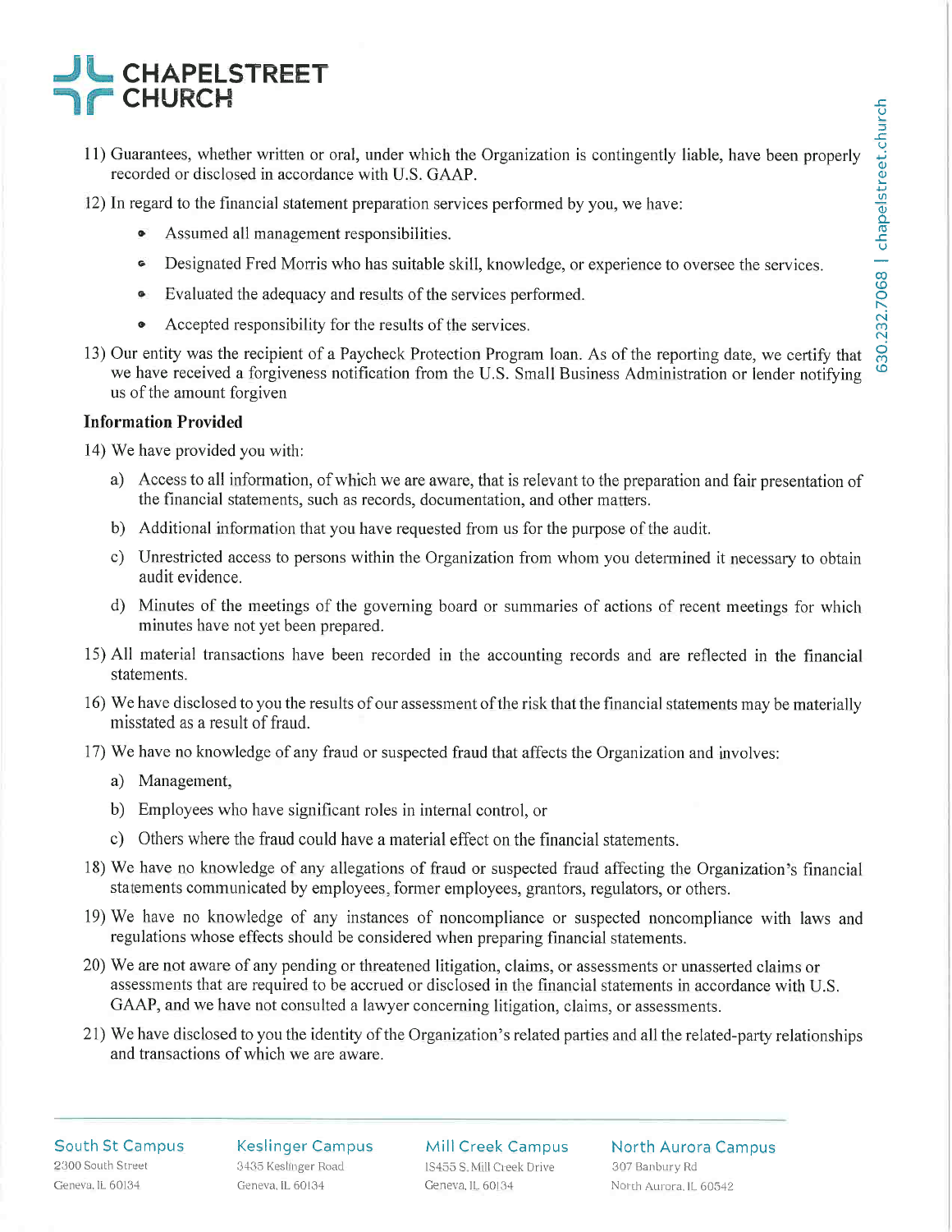11) Guarantees, whether written or oral, under which the Organization is contingently liable, have been properly recorded or disclosed in accordance with U.S. GAAP.

12) In regard to the financial statement preparation services performed by you, we have:

    - Assumed all management responsibilities.
    - Designated Fred Morris who has suitable skill, knowledge, or experience to oversee the services.
    - Evaluated the adequacy and results of the services performed.
    - Accepted responsibility for the results of the services.

13) Our entity was the recipient of a Paycheck Protection Program loan. As of the reporting date, we certify that we have received a forgiveness notification from the U.S. Small Business Administration or lender notifying us of the amount forgiven

**Information Provided**

14) We have provided you with:

    a) Access to all information, of which we are aware, that is relevant to the preparation and fair presentation of the financial statements, such as records, documentation, and other matters.

    b) Additional information that you have requested from us for the purpose of the audit.

    c) Unrestricted access to persons within the Organization from whom you determined it necessary to obtain audit evidence.

    d) Minutes of the meetings of the governing board or summaries of actions of recent meetings for which minutes have not yet been prepared.

15) All material transactions have been recorded in the accounting records and are reflected in the financial statements.

16) We have disclosed to you the results of our assessment of the risk that the financial statements may be materially misstated as a result of fraud.

17) We have no knowledge of any fraud or suspected fraud that affects the Organization and involves:

    a) Management,

    b) Employees who have significant roles in internal control, or

    c) Others where the fraud could have a material effect on the financial statements.

18) We have no knowledge of any allegations of fraud or suspected fraud affecting the Organization's financial statements communicated by employees, former employees, grantors, regulators, or others.

19) We have no knowledge of any instances of noncompliance or suspected noncompliance with laws and regulations whose effects should be considered when preparing financial statements.

20) We are not aware of any pending or threatened litigation, claims, or assessments or unasserted claims or assessments that are required to be accrued or disclosed in the financial statements in accordance with U.S. GAAP, and we have not consulted a lawyer concerning litigation, claims, or assessments.

21) We have disclosed to you the identity of the Organization's related parties and all the related-party relationships and transactions of which we are aware.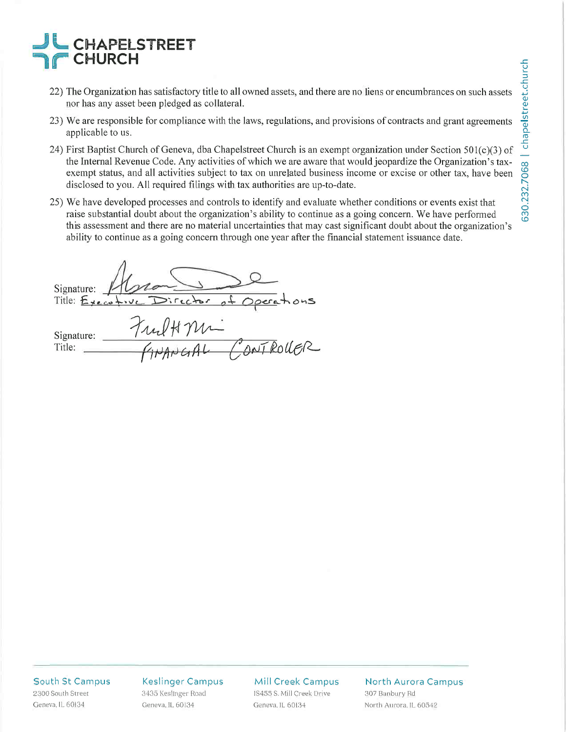# CHAPELSTREET CHURCH

22) The Organization has satisfactory title to all owned assets, and there are no liens or encumbrances on such assets nor has any asset been pledged as collateral.

23) We are responsible for compliance with the laws, regulations, and provisions of contracts and grant agreements applicable to us.

24) First Baptist Church of Geneva, dba Chapelstreet Church is an exempt organization under Section 501(c)(3) of the Internal Revenue Code. Any activities of which we are aware that would jeopardize the Organization's tax-exempt status, and all activities subject to tax on unrelated business income or excise or other tax, have been disclosed to you. All required filings with tax authorities are up-to-date.

25) We have developed processes and controls to identify and evaluate whether conditions or events exist that raise substantial doubt about the organization's ability to continue as a going concern. We have performed this assessment and there are no material uncertainties that may cast significant doubt about the organization's ability to continue as a going concern through one year after the financial statement issuance date.

Signature: ___________________
Title: Executive Director of Operations

Signature: ___________________
Title: FINANCIAL CONTROLLER

630.232.7068 | chapelstreet.church

**South St Campus**
2300 South Street
Geneva, IL 60134

**Keslinger Campus**
3435 Keslinger Road
Geneva, IL 60134

**Mill Creek Campus**
1S455 S. Mill Creek Drive
Geneva, IL 60134

**North Aurora Campus**
307 Banbury Rd
North Aurora, IL 60542